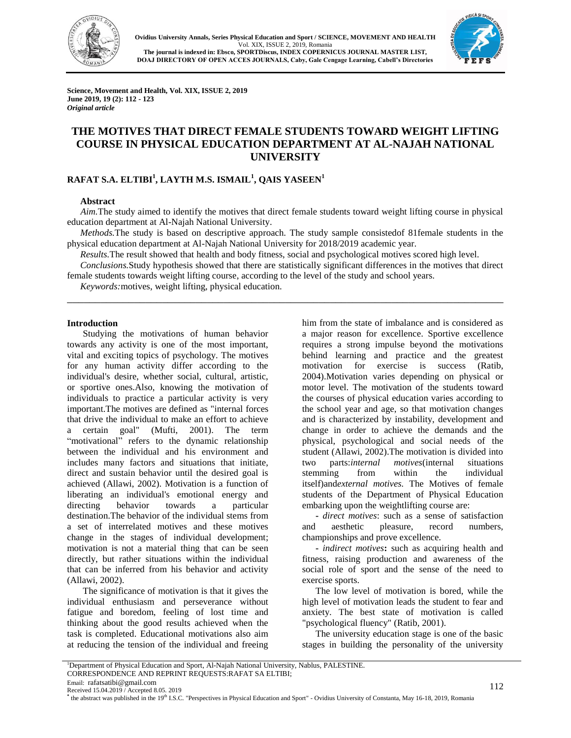Science, Movement and Health, Vol. XIX, ISSUE 2, 2019
June 2019, 19 (2): 112 - 123
*Original article*

# THE MOTIVES THAT DIRECT FEMALE STUDENTS TOWARD WEIGHT LIFTING COURSE IN PHYSICAL EDUCATION DEPARTMENT AT AL-NAJAH NATIONAL UNIVERSITY

**RAFAT S.A. ELTIBI[1], LAYTH M.S. ISMAIL[1], QAIS YASEEN[1]**

## Abstract

*Aim.*The study aimed to identify the motives that direct female students toward weight lifting course in physical education department at Al-Najah National University.

*Methods.*The study is based on descriptive approach. The study sample consistedof 81female students in the physical education department at Al-Najah National University for 2018/2019 academic year.

*Results.*The result showed that health and body fitness, social and psychological motives scored high level.

*Conclusions.*Study hypothesis showed that there are statistically significant differences in the motives that direct female students towards weight lifting course, according to the level of the study and school years.

*Keywords:*motives, weight lifting, physical education.

## Introduction

Studying the motivations of human behavior towards any activity is one of the most important, vital and exciting topics of psychology. The motives for any human activity differ according to the individual's desire, whether social, cultural, artistic, or sportive ones.Also, knowing the motivation of individuals to practice a particular activity is very important.The motives are defined as "internal forces that drive the individual to make an effort to achieve a certain goal" (Mufti, 2001). The term "motivational" refers to the dynamic relationship between the individual and his environment and includes many factors and situations that initiate, direct and sustain behavior until the desired goal is achieved (Allawi, 2002). Motivation is a function of liberating an individual's emotional energy and directing behavior towards a particular destination.The behavior of the individual stems from a set of interrelated motives and these motives change in the stages of individual development; motivation is not a material thing that can be seen directly, but rather situations within the individual that can be inferred from his behavior and activity (Allawi, 2002).

The significance of motivation is that it gives the individual enthusiasm and perseverance without fatigue and boredom, feeling of lost time and thinking about the good results achieved when the task is completed. Educational motivations also aim at reducing the tension of the individual and freeing him from the state of imbalance and is considered as a major reason for excellence. Sportive excellence requires a strong impulse beyond the motivations behind learning and practice and the greatest motivation for exercise is success (Ratib, 2004).Motivation varies depending on physical or motor level. The motivation of the students toward the courses of physical education varies according to the school year and age, so that motivation changes and is characterized by instability, development and change in order to achieve the demands and the physical, psychological and social needs of the student (Allawi, 2002).The motivation is divided into two parts:*internal motives*(internal situations stemming from within the individual itself)and*external motives.* The Motives of female students of the Department of Physical Education embarking upon the weightlifting course are:

- *direct motives*: such as a sense of satisfaction and aesthetic pleasure, record numbers, championships and prove excellence.
- *indirect motives***:** such as acquiring health and fitness, raising production and awareness of the social role of sport and the sense of the need to exercise sports.

The low level of motivation is bored, while the high level of motivation leads the student to fear and anxiety. The best state of motivation is called "psychological fluency" (Ratib, 2001).

The university education stage is one of the basic stages in building the personality of the university

[1]Department of Physical Education and Sport, Al-Najah National University, Nablus, PALESTINE.
CORRESPONDENCE AND REPRINT REQUESTS:RAFAT SA ELTIBI;
Email: rafatsatibi@gmail.com
Received 15.04.2019 / Accepted 8.05. 2019
* the abstract was published in the 19th I.S.C. "Perspectives in Physical Education and Sport" - Ovidius University of Constanta, May 16-18, 2019, Romania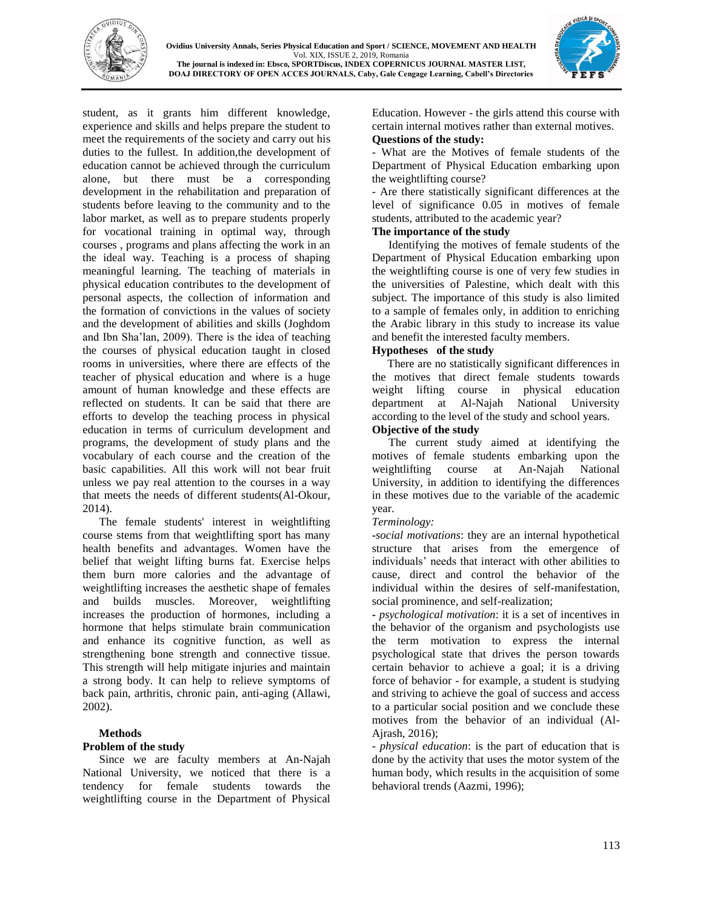student, as it grants him different knowledge, experience and skills and helps prepare the student to meet the requirements of the society and carry out his duties to the fullest. In addition,the development of education cannot be achieved through the curriculum alone, but there must be a corresponding development in the rehabilitation and preparation of students before leaving to the community and to the labor market, as well as to prepare students properly for vocational training in optimal way, through courses , programs and plans affecting the work in an the ideal way. Teaching is a process of shaping meaningful learning. The teaching of materials in physical education contributes to the development of personal aspects, the collection of information and the formation of convictions in the values of society and the development of abilities and skills (Joghdom and Ibn Sha'lan, 2009). There is the idea of teaching the courses of physical education taught in closed rooms in universities, where there are effects of the teacher of physical education and where is a huge amount of human knowledge and these effects are reflected on students. It can be said that there are efforts to develop the teaching process in physical education in terms of curriculum development and programs, the development of study plans and the vocabulary of each course and the creation of the basic capabilities. All this work will not bear fruit unless we pay real attention to the courses in a way that meets the needs of different students(Al-Okour, 2014).

The female students' interest in weightlifting course stems from that weightlifting sport has many health benefits and advantages. Women have the belief that weight lifting burns fat. Exercise helps them burn more calories and the advantage of weightlifting increases the aesthetic shape of females and builds muscles. Moreover, weightlifting increases the production of hormones, including a hormone that helps stimulate brain communication and enhance its cognitive function, as well as strengthening bone strength and connective tissue. This strength will help mitigate injuries and maintain a strong body. It can help to relieve symptoms of back pain, arthritis, chronic pain, anti-aging (Allawi, 2002).

## Methods

### Problem of the study

Since we are faculty members at An-Najah National University, we noticed that there is a tendency for female students towards the weightlifting course in the Department of Physical Education. However - the girls attend this course with certain internal motives rather than external motives.

### Questions of the study:

- What are the Motives of female students of the Department of Physical Education embarking upon the weightlifting course?
- Are there statistically significant differences at the level of significance 0.05 in motives of female students, attributed to the academic year?

### The importance of the study

Identifying the motives of female students of the Department of Physical Education embarking upon the weightlifting course is one of very few studies in the universities of Palestine, which dealt with this subject. The importance of this study is also limited to a sample of females only, in addition to enriching the Arabic library in this study to increase its value and benefit the interested faculty members.

### Hypotheses of the study

There are no statistically significant differences in the motives that direct female students towards weight lifting course in physical education department at Al-Najah National University according to the level of the study and school years.

### Objective of the study

The current study aimed at identifying the motives of female students embarking upon the weightlifting course at An-Najah National University, in addition to identifying the differences in these motives due to the variable of the academic year.

*Terminology:*

-*social motivations*: they are an internal hypothetical structure that arises from the emergence of individuals' needs that interact with other abilities to cause, direct and control the behavior of the individual within the desires of self-manifestation, social prominence, and self-realization;

- *psychological motivation*: it is a set of incentives in the behavior of the organism and psychologists use the term motivation to express the internal psychological state that drives the person towards certain behavior to achieve a goal; it is a driving force of behavior - for example, a student is studying and striving to achieve the goal of success and access to a particular social position and we conclude these motives from the behavior of an individual (Al-Ajrash, 2016);

- *physical education*: is the part of education that is done by the activity that uses the motor system of the human body, which results in the acquisition of some behavioral trends (Aazmi, 1996);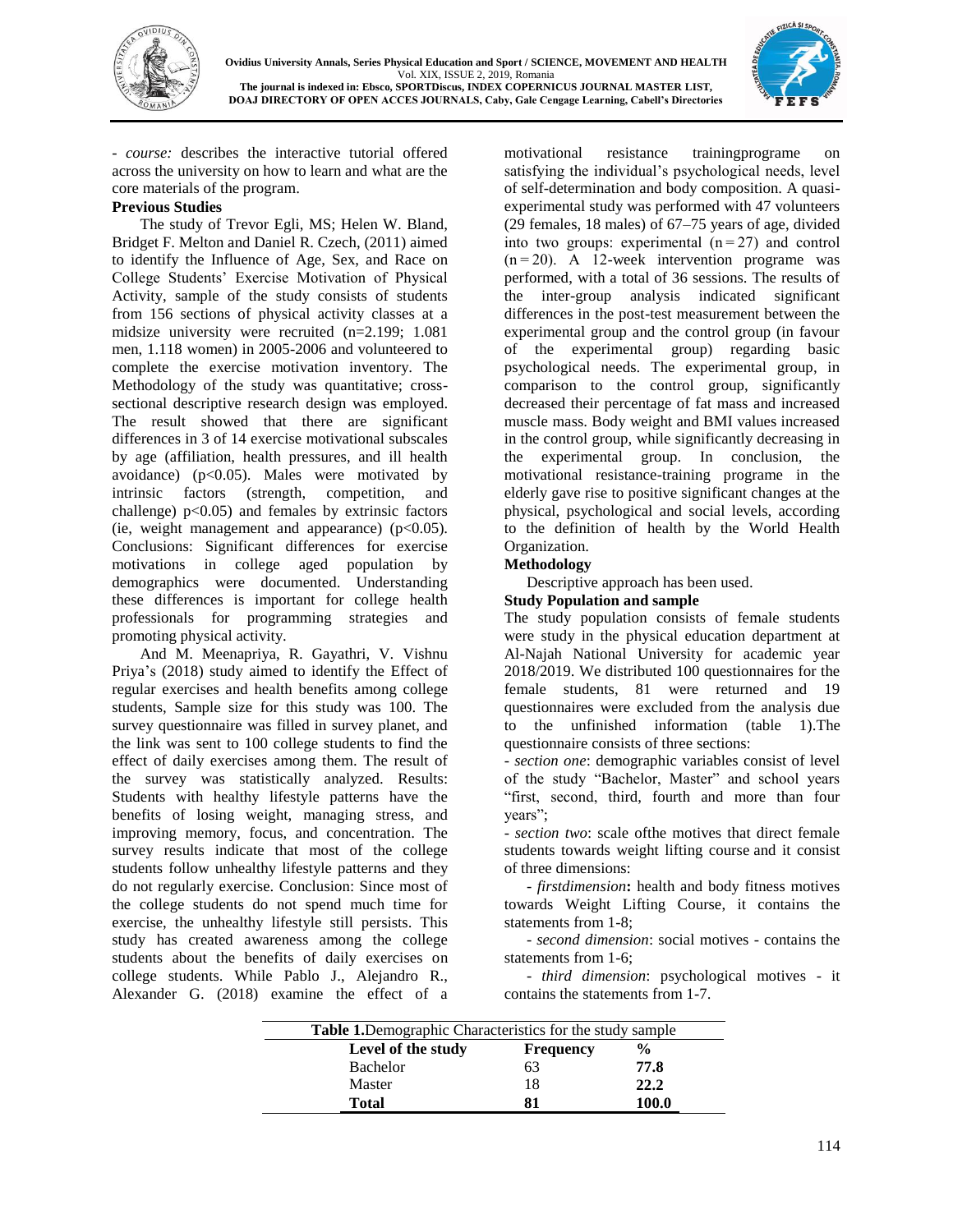- *course:* describes the interactive tutorial offered across the university on how to learn and what are the core materials of the program.

**Previous Studies**

The study of Trevor Egli, MS; Helen W. Bland, Bridget F. Melton and Daniel R. Czech, (2011) aimed to identify the Influence of Age, Sex, and Race on College Students' Exercise Motivation of Physical Activity, sample of the study consists of students from 156 sections of physical activity classes at a midsize university were recruited (n=2.199; 1.081 men, 1.118 women) in 2005-2006 and volunteered to complete the exercise motivation inventory. The Methodology of the study was quantitative; cross-sectional descriptive research design was employed. The result showed that there are significant differences in 3 of 14 exercise motivational subscales by age (affiliation, health pressures, and ill health avoidance) ($p<0.05$). Males were motivated by intrinsic factors (strength, competition, and challenge) $p<0.05$) and females by extrinsic factors (ie, weight management and appearance) ($p<0.05$). Conclusions: Significant differences for exercise motivations in college aged population by demographics were documented. Understanding these differences is important for college health professionals for programming strategies and promoting physical activity.

And M. Meenapriya, R. Gayathri, V. Vishnu Priya's (2018) study aimed to identify the Effect of regular exercises and health benefits among college students, Sample size for this study was 100. The survey questionnaire was filled in survey planet, and the link was sent to 100 college students to find the effect of daily exercises among them. The result of the survey was statistically analyzed. Results: Students with healthy lifestyle patterns have the benefits of losing weight, managing stress, and improving memory, focus, and concentration. The survey results indicate that most of the college students follow unhealthy lifestyle patterns and they do not regularly exercise. Conclusion: Since most of the college students do not spend much time for exercise, the unhealthy lifestyle still persists. This study has created awareness among the college students about the benefits of daily exercises on college students. While Pablo J., Alejandro R., Alexander G. (2018) examine the effect of a motivational resistance trainingprograme on satisfying the individual's psychological needs, level of self-determination and body composition. A quasi-experimental study was performed with 47 volunteers (29 females, 18 males) of 67–75 years of age, divided into two groups: experimental ($n = 27$) and control ($n = 20$). A 12-week intervention programe was performed, with a total of 36 sessions. The results of the inter-group analysis indicated significant differences in the post-test measurement between the experimental group and the control group (in favour of the experimental group) regarding basic psychological needs. The experimental group, in comparison to the control group, significantly decreased their percentage of fat mass and increased muscle mass. Body weight and BMI values increased in the control group, while significantly decreasing in the experimental group. In conclusion, the motivational resistance-training programe in the elderly gave rise to positive significant changes at the physical, psychological and social levels, according to the definition of health by the World Health Organization.

**Methodology**

Descriptive approach has been used.

**Study Population and sample**

The study population consists of female students were study in the physical education department at Al-Najah National University for academic year 2018/2019. We distributed 100 questionnaires for the female students, 81 were returned and 19 questionnaires were excluded from the analysis due to the unfinished information (table 1).The questionnaire consists of three sections:

- *section one*: demographic variables consist of level of the study "Bachelor, Master" and school years "first, second, third, fourth and more than four years";
- *section two*: scale ofthe motives that direct female students towards weight lifting course and it consist of three dimensions:
  - *firstdimension***:** health and body fitness motives towards Weight Lifting Course, it contains the statements from 1-8;
  - *second dimension*: social motives - contains the statements from 1-6;
  - *third dimension*: psychological motives - it contains the statements from 1-7.

**Table 1.**Demographic Characteristics for the study sample

| Level of the study | Frequency | % |
|---|---|---|
| Bachelor | 63 | **77.8** |
| Master | 18 | **22.2** |
| **Total** | **81** | **100.0** |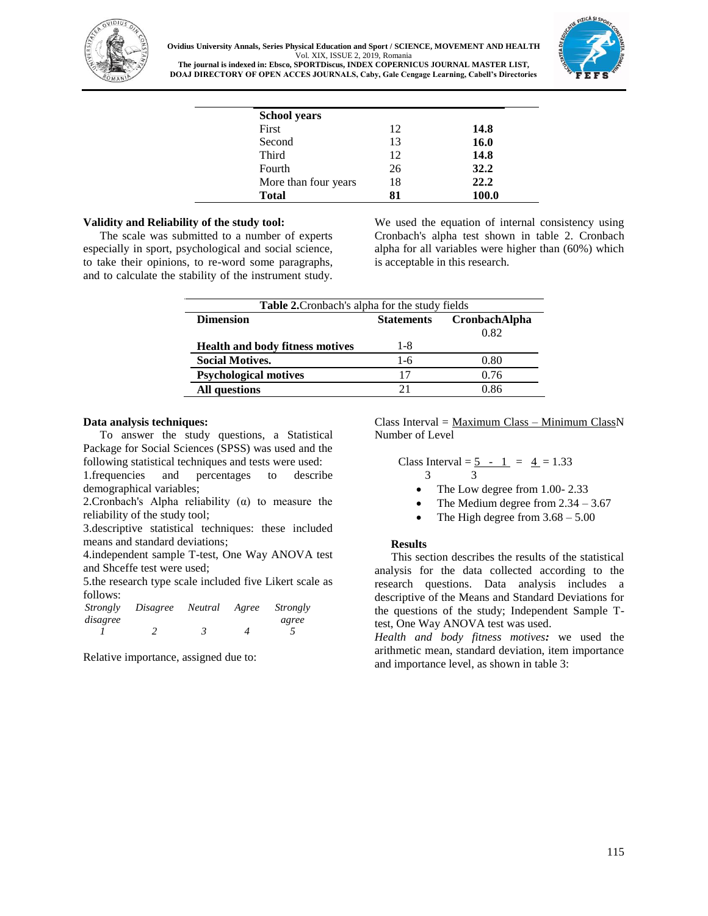| School years | | |
|---|---|---|
| First | 12 | **14.8** |
| Second | 13 | **16.0** |
| Third | 12 | **14.8** |
| Fourth | 26 | **32.2** |
| More than four years | 18 | **22.2** |
| **Total** | **81** | **100.0** |

**Validity and Reliability of the study tool:**

The scale was submitted to a number of experts especially in sport, psychological and social science, to take their opinions, to re-word some paragraphs, and to calculate the stability of the instrument study. We used the equation of internal consistency using Cronbach's alpha test shown in table 2. Cronbach alpha for all variables were higher than (60%) which is acceptable in this research.

**Table 2.**Cronbach's alpha for the study fields

| Dimension | Statements | CronbachAlpha |
|---|---|---|
| | | 0.82 |
| **Health and body fitness motives** | 1-8 | |
| **Social Motives.** | 1-6 | 0.80 |
| **Psychological motives** | 17 | 0.76 |
| **All questions** | 21 | 0.86 |

**Data analysis techniques:**

To answer the study questions, a Statistical Package for Social Sciences (SPSS) was used and the following statistical techniques and tests were used:

1.frequencies and percentages to describe demographical variables;

2.Cronbach's Alpha reliability (α) to measure the reliability of the study tool;

3.descriptive statistical techniques: these included means and standard deviations;

4.independent sample T-test, One Way ANOVA test and Shceffe test were used;

5.the research type scale included five Likert scale as follows:

| *Strongly disagree* | *Disagree* | *Neutral* | *Agree* | *Strongly agree* |
|---|---|---|---|---|
| *1* | *2* | *3* | *4* | *5* |

Relative importance, assigned due to:

$$\text{Class Interval} = \frac{\text{Maximum Class} - \text{Minimum Class}}{\text{Number of Level}}$$

$$\text{Class Interval} = \frac{5 - 1}{3} = \frac{4}{3} = 1.33$$

- The Low degree from 1.00- 2.33
- The Medium degree from 2.34 – 3.67
- The High degree from 3.68 – 5.00

## Results

This section describes the results of the statistical analysis for the data collected according to the research questions. Data analysis includes a descriptive of the Means and Standard Deviations for the questions of the study; Independent Sample T-test, One Way ANOVA test was used.

*Health and body fitness motives:* we used the arithmetic mean, standard deviation, item importance and importance level, as shown in table 3: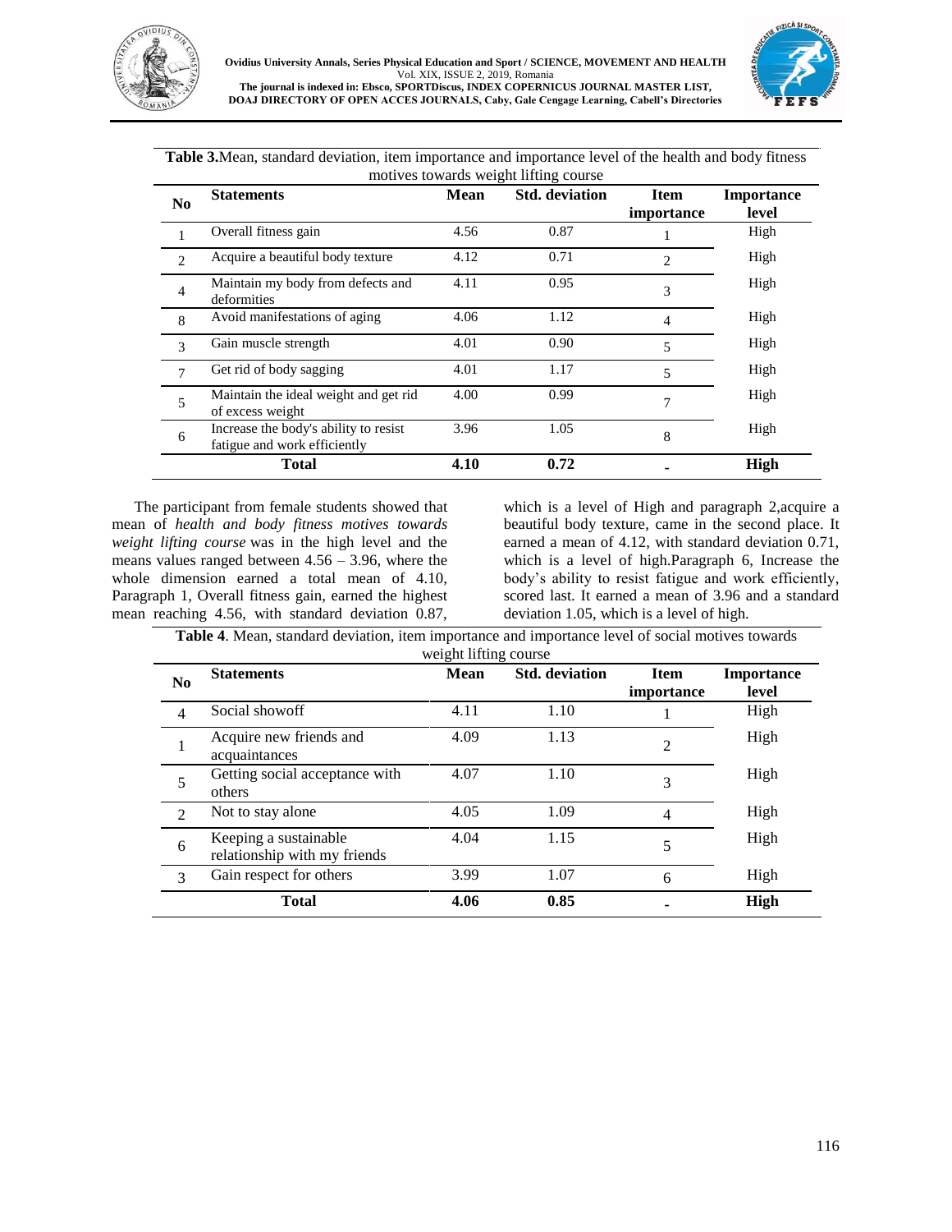**Table 3.**Mean, standard deviation, item importance and importance level of the health and body fitness motives towards weight lifting course

| No | Statements | Mean | Std. deviation | Item importance | Importance level |
|---|---|---|---|---|---|
| 1 | Overall fitness gain | 4.56 | 0.87 | 1 | High |
| 2 | Acquire a beautiful body texture | 4.12 | 0.71 | 2 | High |
| 4 | Maintain my body from defects and deformities | 4.11 | 0.95 | 3 | High |
| 8 | Avoid manifestations of aging | 4.06 | 1.12 | 4 | High |
| 3 | Gain muscle strength | 4.01 | 0.90 | 5 | High |
| 7 | Get rid of body sagging | 4.01 | 1.17 | 5 | High |
| 5 | Maintain the ideal weight and get rid of excess weight | 4.00 | 0.99 | 7 | High |
| 6 | Increase the body's ability to resist fatigue and work efficiently | 3.96 | 1.05 | 8 | High |
| | **Total** | **4.10** | **0.72** | - | **High** |

The participant from female students showed that mean of *health and body fitness motives towards weight lifting course* was in the high level and the means values ranged between 4.56 – 3.96, where the whole dimension earned a total mean of 4.10, Paragraph 1, Overall fitness gain, earned the highest mean reaching 4.56, with standard deviation 0.87, which is a level of High and paragraph 2,acquire a beautiful body texture, came in the second place. It earned a mean of 4.12, with standard deviation 0.71, which is a level of high.Paragraph 6, Increase the body's ability to resist fatigue and work efficiently, scored last. It earned a mean of 3.96 and a standard deviation 1.05, which is a level of high.

**Table 4**. Mean, standard deviation, item importance and importance level of social motives towards weight lifting course

| No | Statements | Mean | Std. deviation | Item importance | Importance level |
|---|---|---|---|---|---|
| 4 | Social showoff | 4.11 | 1.10 | 1 | High |
| 1 | Acquire new friends and acquaintances | 4.09 | 1.13 | 2 | High |
| 5 | Getting social acceptance with others | 4.07 | 1.10 | 3 | High |
| 2 | Not to stay alone | 4.05 | 1.09 | 4 | High |
| 6 | Keeping a sustainable relationship with my friends | 4.04 | 1.15 | 5 | High |
| 3 | Gain respect for others | 3.99 | 1.07 | 6 | High |
| | **Total** | **4.06** | **0.85** | - | **High** |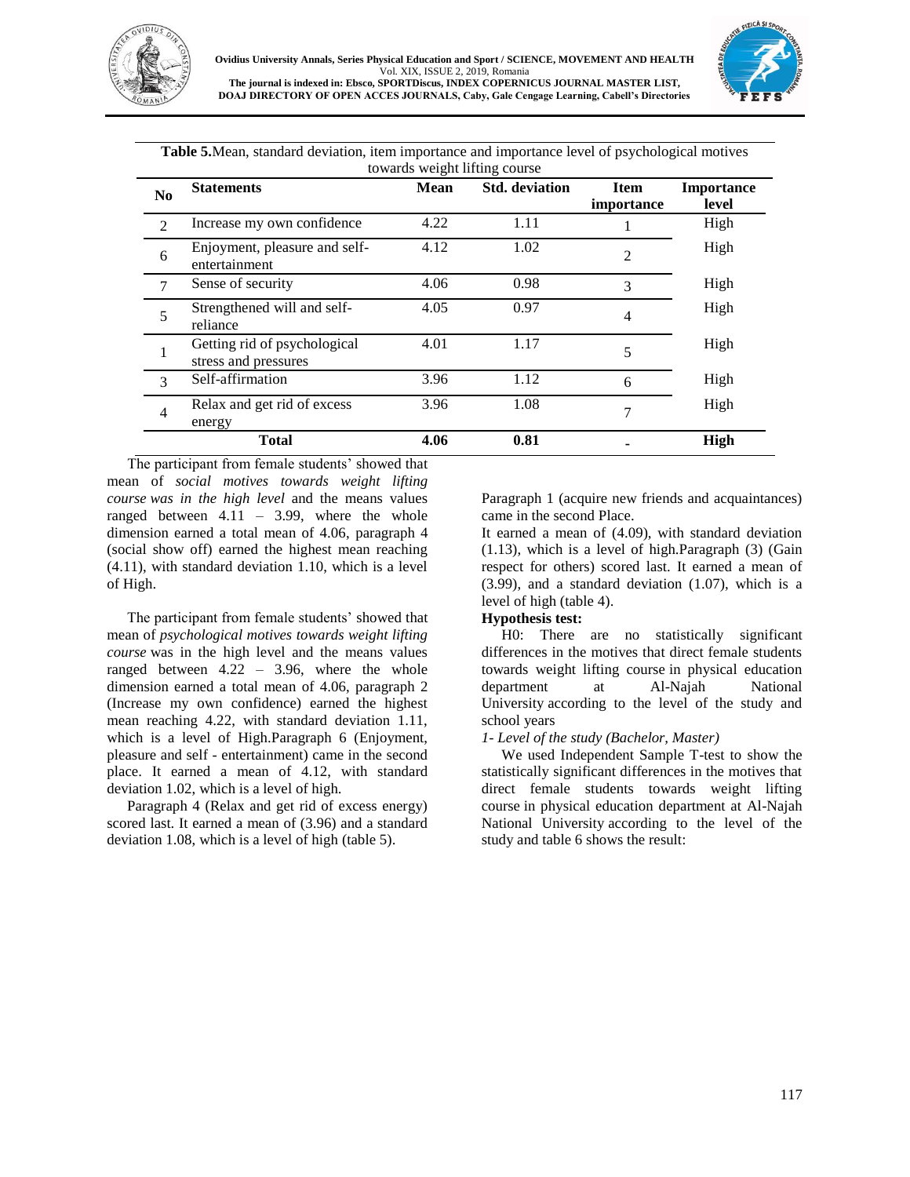**Table 5.** Mean, standard deviation, item importance and importance level of psychological motives towards weight lifting course

| No | Statements | Mean | Std. deviation | Item importance | Importance level |
|---|---|---|---|---|---|
| 2 | Increase my own confidence | 4.22 | 1.11 | 1 | High |
| 6 | Enjoyment, pleasure and self-entertainment | 4.12 | 1.02 | 2 | High |
| 7 | Sense of security | 4.06 | 0.98 | 3 | High |
| 5 | Strengthened will and self-reliance | 4.05 | 0.97 | 4 | High |
| 1 | Getting rid of psychological stress and pressures | 4.01 | 1.17 | 5 | High |
| 3 | Self-affirmation | 3.96 | 1.12 | 6 | High |
| 4 | Relax and get rid of excess energy | 3.96 | 1.08 | 7 | High |
| | **Total** | **4.06** | **0.81** | - | **High** |

The participant from female students' showed that mean of *social motives towards weight lifting course was in the high level* and the means values ranged between 4.11 – 3.99, where the whole dimension earned a total mean of 4.06, paragraph 4 (social show off) earned the highest mean reaching (4.11), with standard deviation 1.10, which is a level of High.

The participant from female students' showed that mean of *psychological motives towards weight lifting course* was in the high level and the means values ranged between 4.22 – 3.96, where the whole dimension earned a total mean of 4.06, paragraph 2 (Increase my own confidence) earned the highest mean reaching 4.22, with standard deviation 1.11, which is a level of High.Paragraph 6 (Enjoyment, pleasure and self - entertainment) came in the second place. It earned a mean of 4.12, with standard deviation 1.02, which is a level of high.

Paragraph 4 (Relax and get rid of excess energy) scored last. It earned a mean of (3.96) and a standard deviation 1.08, which is a level of high (table 5).

Paragraph 1 (acquire new friends and acquaintances) came in the second Place.

It earned a mean of (4.09), with standard deviation (1.13), which is a level of high.Paragraph (3) (Gain respect for others) scored last. It earned a mean of (3.99), and a standard deviation (1.07), which is a level of high (table 4).

**Hypothesis test:**

H0: There are no statistically significant differences in the motives that direct female students towards weight lifting course in physical education department at Al-Najah National University according to the level of the study and school years

*1- Level of the study (Bachelor, Master)*

We used Independent Sample T-test to show the statistically significant differences in the motives that direct female students towards weight lifting course in physical education department at Al-Najah National University according to the level of the study and table 6 shows the result: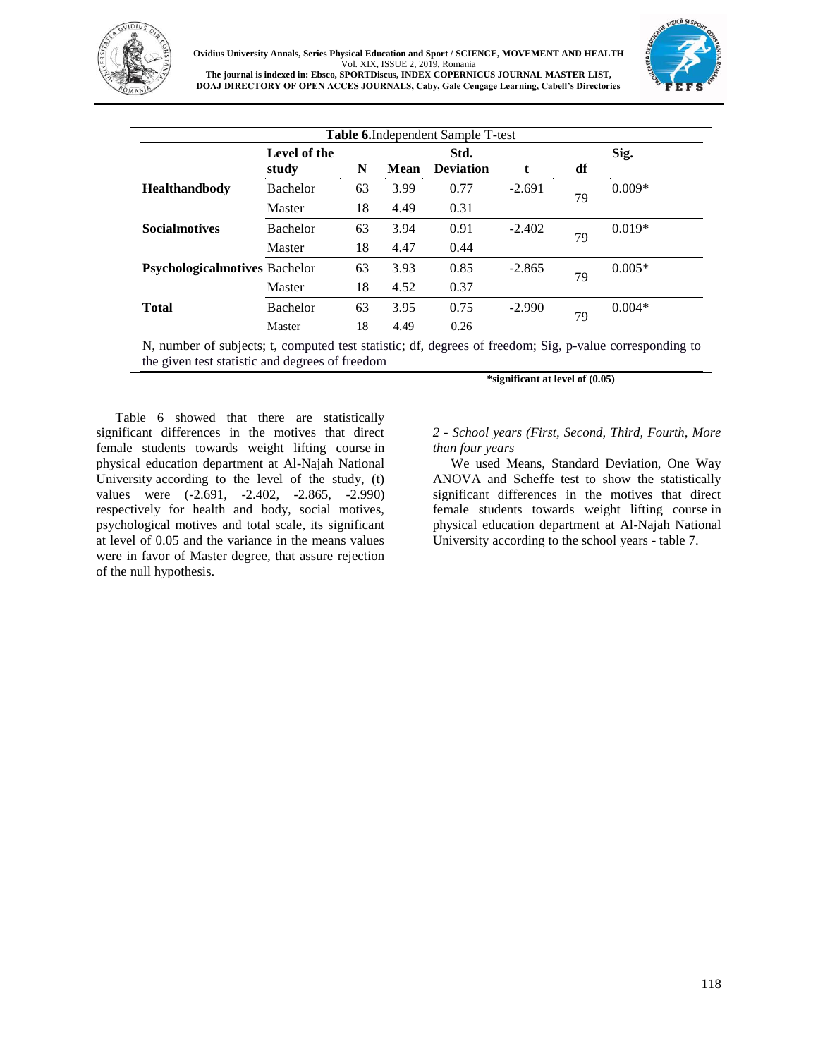**Table 6.**Independent Sample T-test

| | Level of the study | N | Mean | Std. Deviation | t | df | Sig. |
|---|---|---|---|---|---|---|---|
| **Healthandbody** | Bachelor | 63 | 3.99 | 0.77 | -2.691 | 79 | 0.009* |
| | Master | 18 | 4.49 | 0.31 | | | |
| **Socialmotives** | Bachelor | 63 | 3.94 | 0.91 | -2.402 | 79 | 0.019* |
| | Master | 18 | 4.47 | 0.44 | | | |
| **Psychologicalmotives** | Bachelor | 63 | 3.93 | 0.85 | -2.865 | 79 | 0.005* |
| | Master | 18 | 4.52 | 0.37 | | | |
| **Total** | Bachelor | 63 | 3.95 | 0.75 | -2.990 | 79 | 0.004* |
| | Master | 18 | 4.49 | 0.26 | | | |

N, number of subjects; t, computed test statistic; df, degrees of freedom; Sig, p-value corresponding to the given test statistic and degrees of freedom

**\*significant at level of (0.05)**

Table 6 showed that there are statistically significant differences in the motives that direct female students towards weight lifting course in physical education department at Al-Najah National University according to the level of the study, (t) values were (-2.691, -2.402, -2.865, -2.990) respectively for health and body, social motives, psychological motives and total scale, its significant at level of 0.05 and the variance in the means values were in favor of Master degree, that assure rejection of the null hypothesis.

*2 - School years (First, Second, Third, Fourth, More than four years*

We used Means, Standard Deviation, One Way ANOVA and Scheffe test to show the statistically significant differences in the motives that direct female students towards weight lifting course in physical education department at Al-Najah National University according to the school years - table 7.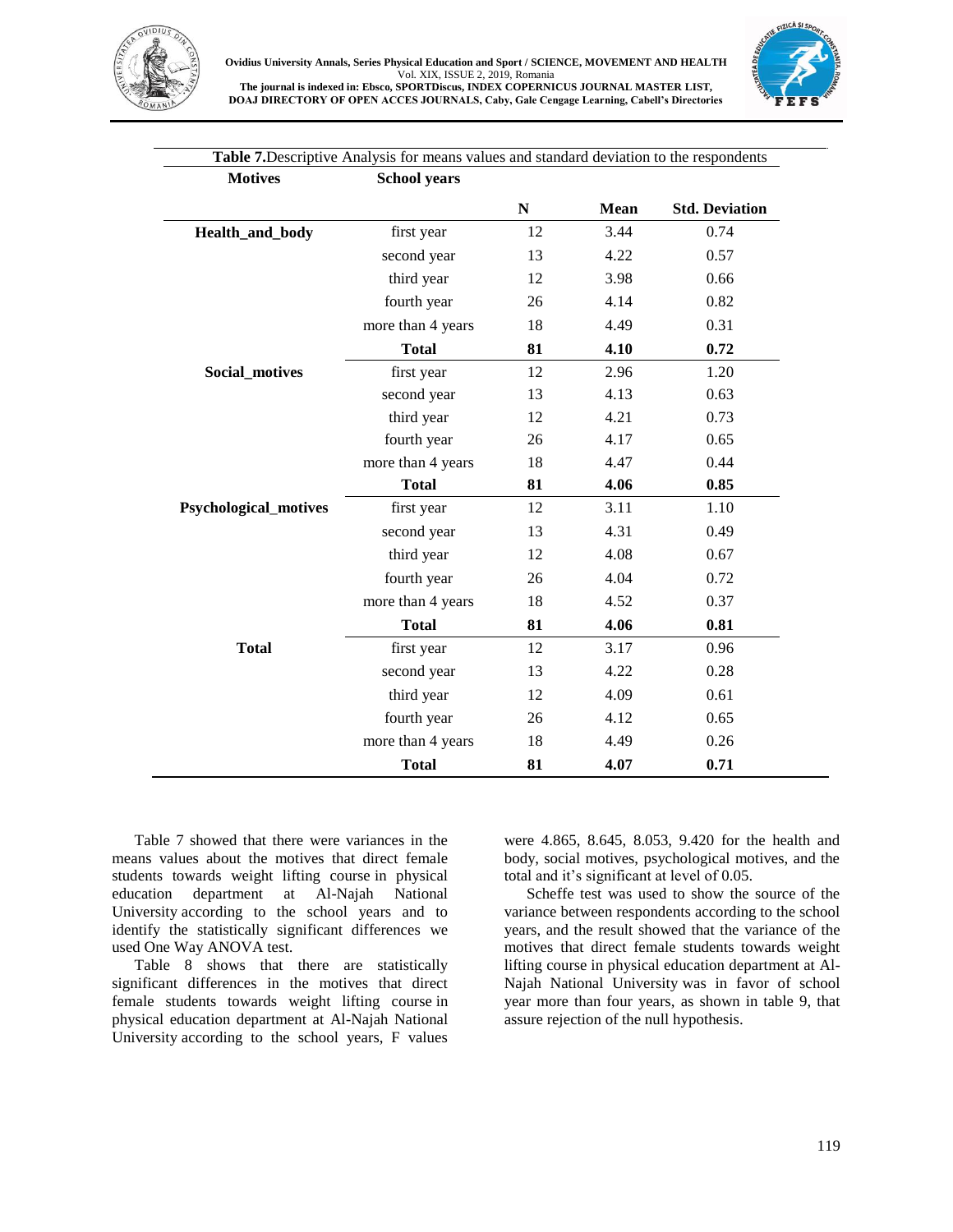**Table 7.** Descriptive Analysis for means values and standard deviation to the respondents

| Motives | School years | N | Mean | Std. Deviation |
|---|---|---|---|---|
| Health_and_body | first year | 12 | 3.44 | 0.74 |
| | second year | 13 | 4.22 | 0.57 |
| | third year | 12 | 3.98 | 0.66 |
| | fourth year | 26 | 4.14 | 0.82 |
| | more than 4 years | 18 | 4.49 | 0.31 |
| | **Total** | **81** | **4.10** | **0.72** |
| Social_motives | first year | 12 | 2.96 | 1.20 |
| | second year | 13 | 4.13 | 0.63 |
| | third year | 12 | 4.21 | 0.73 |
| | fourth year | 26 | 4.17 | 0.65 |
| | more than 4 years | 18 | 4.47 | 0.44 |
| | **Total** | **81** | **4.06** | **0.85** |
| Psychological_motives | first year | 12 | 3.11 | 1.10 |
| | second year | 13 | 4.31 | 0.49 |
| | third year | 12 | 4.08 | 0.67 |
| | fourth year | 26 | 4.04 | 0.72 |
| | more than 4 years | 18 | 4.52 | 0.37 |
| | **Total** | **81** | **4.06** | **0.81** |
| Total | first year | 12 | 3.17 | 0.96 |
| | second year | 13 | 4.22 | 0.28 |
| | third year | 12 | 4.09 | 0.61 |
| | fourth year | 26 | 4.12 | 0.65 |
| | more than 4 years | 18 | 4.49 | 0.26 |
| | **Total** | **81** | **4.07** | **0.71** |

Table 7 showed that there were variances in the means values about the motives that direct female students towards weight lifting course in physical education department at Al-Najah National University according to the school years and to identify the statistically significant differences we used One Way ANOVA test.

Table 8 shows that there are statistically significant differences in the motives that direct female students towards weight lifting course in physical education department at Al-Najah National University according to the school years, F values were 4.865, 8.645, 8.053, 9.420 for the health and body, social motives, psychological motives, and the total and it's significant at level of 0.05.

Scheffe test was used to show the source of the variance between respondents according to the school years, and the result showed that the variance of the motives that direct female students towards weight lifting course in physical education department at Al-Najah National University was in favor of school year more than four years, as shown in table 9, that assure rejection of the null hypothesis.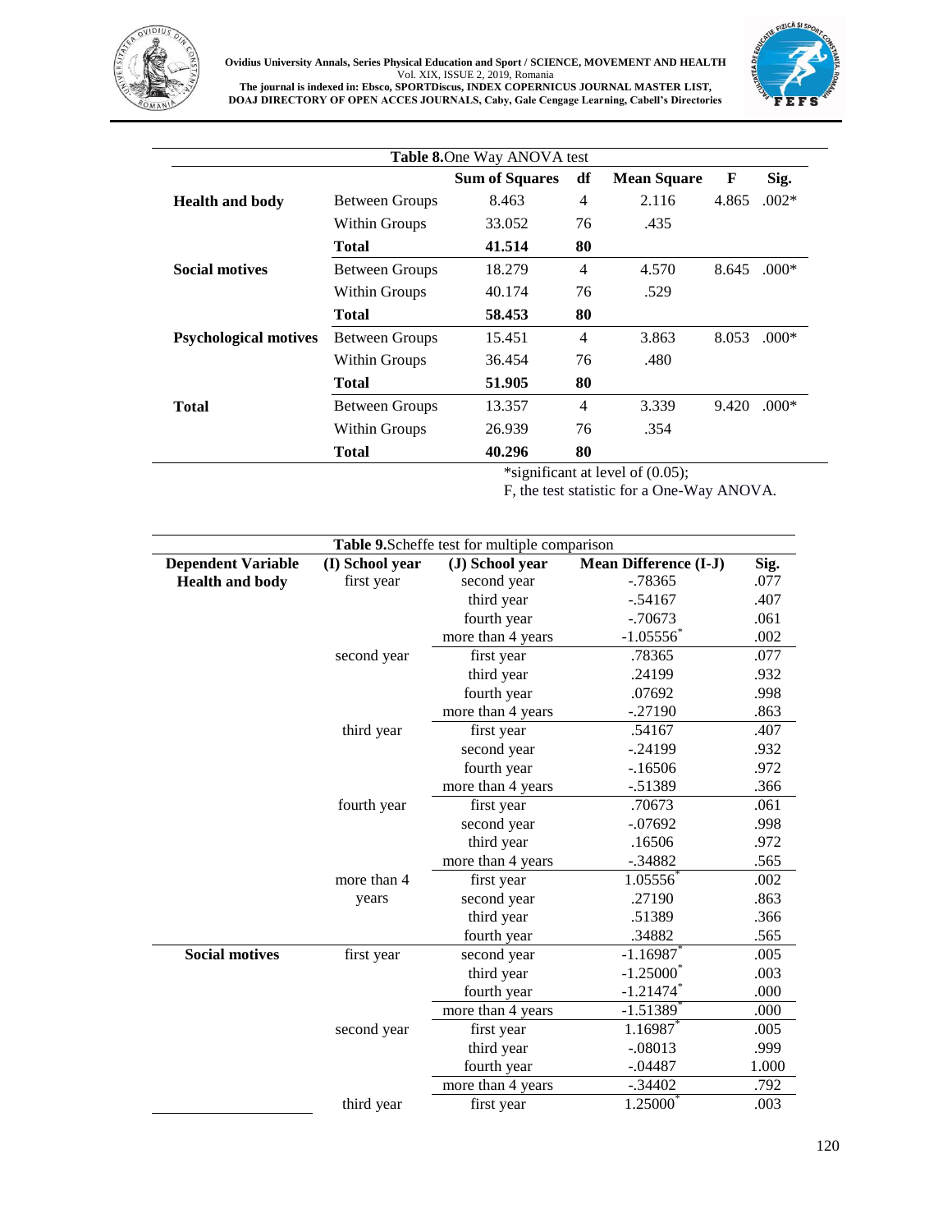**Table 8.** One Way ANOVA test

| | | Sum of Squares | df | Mean Square | F | Sig. |
|---|---|---|---|---|---|---|
| **Health and body** | Between Groups | 8.463 | 4 | 2.116 | 4.865 | .002* |
| | Within Groups | 33.052 | 76 | .435 | | |
| | **Total** | **41.514** | **80** | | | |
| **Social motives** | Between Groups | 18.279 | 4 | 4.570 | 8.645 | .000* |
| | Within Groups | 40.174 | 76 | .529 | | |
| | **Total** | **58.453** | **80** | | | |
| **Psychological motives** | Between Groups | 15.451 | 4 | 3.863 | 8.053 | .000* |
| | Within Groups | 36.454 | 76 | .480 | | |
| | **Total** | **51.905** | **80** | | | |
| **Total** | Between Groups | 13.357 | 4 | 3.339 | 9.420 | .000* |
| | Within Groups | 26.939 | 76 | .354 | | |
| | **Total** | **40.296** | **80** | | | |

*significant at level of (0.05);
F, the test statistic for a One-Way ANOVA.

**Table 9.** Scheffe test for multiple comparison

| Dependent Variable | (I) School year | (J) School year | Mean Difference (I-J) | Sig. |
|---|---|---|---|---|
| **Health and body** | first year | second year | -.78365 | .077 |
| | | third year | -.54167 | .407 |
| | | fourth year | -.70673 | .061 |
| | | more than 4 years | -1.05556* | .002 |
| | second year | first year | .78365 | .077 |
| | | third year | .24199 | .932 |
| | | fourth year | .07692 | .998 |
| | | more than 4 years | -.27190 | .863 |
| | third year | first year | .54167 | .407 |
| | | second year | -.24199 | .932 |
| | | fourth year | -.16506 | .972 |
| | | more than 4 years | -.51389 | .366 |
| | fourth year | first year | .70673 | .061 |
| | | second year | -.07692 | .998 |
| | | third year | .16506 | .972 |
| | | more than 4 years | -.34882 | .565 |
| | more than 4 years | first year | 1.05556* | .002 |
| | | second year | .27190 | .863 |
| | | third year | .51389 | .366 |
| | | fourth year | .34882 | .565 |
| **Social motives** | first year | second year | -1.16987* | .005 |
| | | third year | -1.25000* | .003 |
| | | fourth year | -1.21474* | .000 |
| | | more than 4 years | -1.51389* | .000 |
| | second year | first year | 1.16987* | .005 |
| | | third year | -.08013 | .999 |
| | | fourth year | -.04487 | 1.000 |
| | | more than 4 years | -.34402 | .792 |
| | third year | first year | 1.25000* | .003 |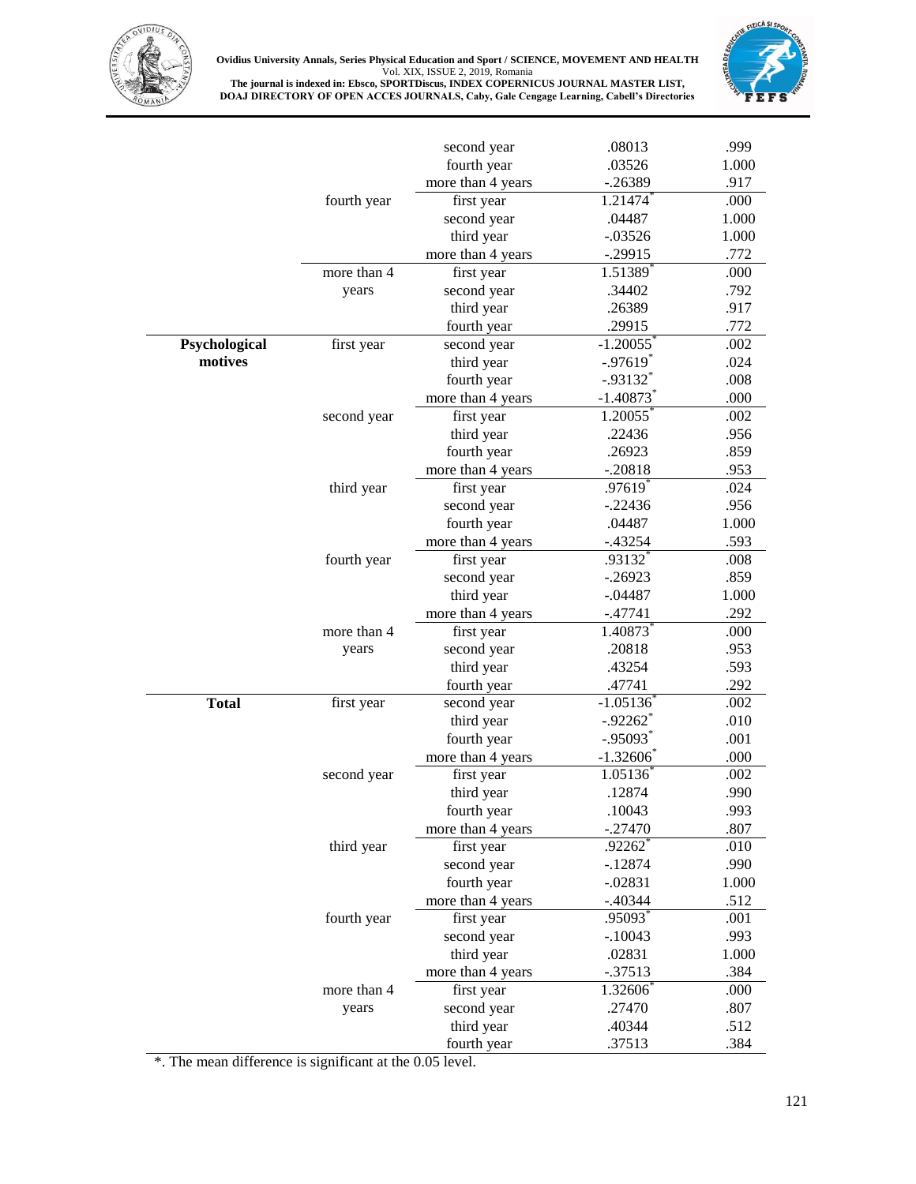| | | | | |
|---|---|---|---|---|
| | | second year | .08013 | .999 |
| | | fourth year | .03526 | 1.000 |
| | | more than 4 years | -.26389 | .917 |
| | fourth year | first year | 1.21474* | .000 |
| | | second year | .04487 | 1.000 |
| | | third year | -.03526 | 1.000 |
| | | more than 4 years | -.29915 | .772 |
| | more than 4 years | first year | 1.51389* | .000 |
| | | second year | .34402 | .792 |
| | | third year | .26389 | .917 |
| | | fourth year | .29915 | .772 |
| **Psychological motives** | first year | second year | -1.20055* | .002 |
| | | third year | -.97619* | .024 |
| | | fourth year | -.93132* | .008 |
| | | more than 4 years | -1.40873* | .000 |
| | second year | first year | 1.20055* | .002 |
| | | third year | .22436 | .956 |
| | | fourth year | .26923 | .859 |
| | | more than 4 years | -.20818 | .953 |
| | third year | first year | .97619* | .024 |
| | | second year | -.22436 | .956 |
| | | fourth year | .04487 | 1.000 |
| | | more than 4 years | -.43254 | .593 |
| | fourth year | first year | .93132* | .008 |
| | | second year | -.26923 | .859 |
| | | third year | -.04487 | 1.000 |
| | | more than 4 years | -.47741 | .292 |
| | more than 4 years | first year | 1.40873* | .000 |
| | | second year | .20818 | .953 |
| | | third year | .43254 | .593 |
| | | fourth year | .47741 | .292 |
| **Total** | first year | second year | -1.05136* | .002 |
| | | third year | -.92262* | .010 |
| | | fourth year | -.95093* | .001 |
| | | more than 4 years | -1.32606* | .000 |
| | second year | first year | 1.05136* | .002 |
| | | third year | .12874 | .990 |
| | | fourth year | .10043 | .993 |
| | | more than 4 years | -.27470 | .807 |
| | third year | first year | .92262* | .010 |
| | | second year | -.12874 | .990 |
| | | fourth year | -.02831 | 1.000 |
| | | more than 4 years | -.40344 | .512 |
| | fourth year | first year | .95093* | .001 |
| | | second year | -.10043 | .993 |
| | | third year | .02831 | 1.000 |
| | | more than 4 years | -.37513 | .384 |
| | more than 4 years | first year | 1.32606* | .000 |
| | | second year | .27470 | .807 |
| | | third year | .40344 | .512 |
| | | fourth year | .37513 | .384 |

*. The mean difference is significant at the 0.05 level.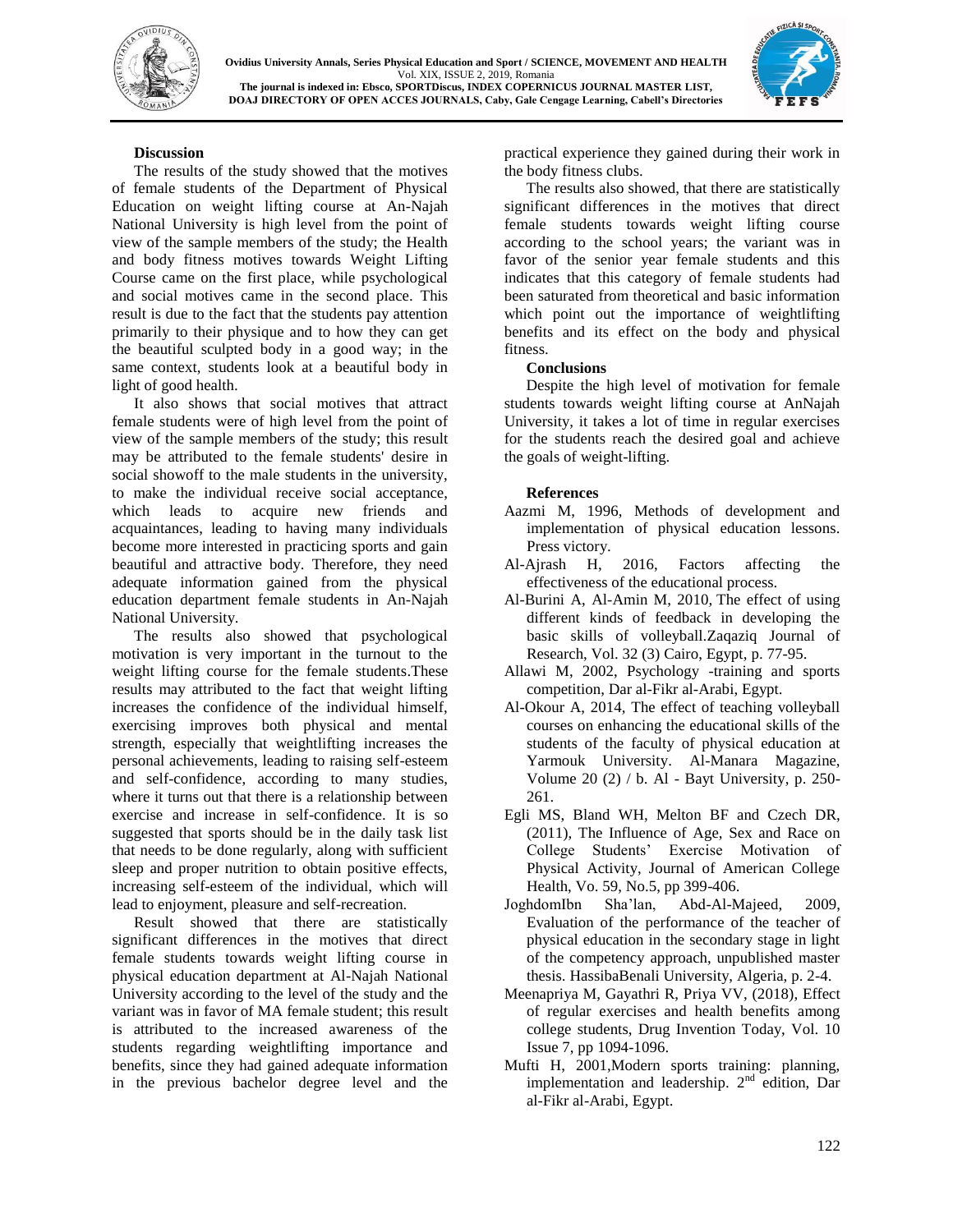## Discussion

The results of the study showed that the motives of female students of the Department of Physical Education on weight lifting course at An-Najah National University is high level from the point of view of the sample members of the study; the Health and body fitness motives towards Weight Lifting Course came on the first place, while psychological and social motives came in the second place. This result is due to the fact that the students pay attention primarily to their physique and to how they can get the beautiful sculpted body in a good way; in the same context, students look at a beautiful body in light of good health.

It also shows that social motives that attract female students were of high level from the point of view of the sample members of the study; this result may be attributed to the female students' desire in social showoff to the male students in the university, to make the individual receive social acceptance, which leads to acquire new friends and acquaintances, leading to having many individuals become more interested in practicing sports and gain beautiful and attractive body. Therefore, they need adequate information gained from the physical education department female students in An-Najah National University.

The results also showed that psychological motivation is very important in the turnout to the weight lifting course for the female students.These results may attributed to the fact that weight lifting increases the confidence of the individual himself, exercising improves both physical and mental strength, especially that weightlifting increases the personal achievements, leading to raising self-esteem and self-confidence, according to many studies, where it turns out that there is a relationship between exercise and increase in self-confidence. It is so suggested that sports should be in the daily task list that needs to be done regularly, along with sufficient sleep and proper nutrition to obtain positive effects, increasing self-esteem of the individual, which will lead to enjoyment, pleasure and self-recreation.

Result showed that there are statistically significant differences in the motives that direct female students towards weight lifting course in physical education department at Al-Najah National University according to the level of the study and the variant was in favor of MA female student; this result is attributed to the increased awareness of the students regarding weightlifting importance and benefits, since they had gained adequate information in the previous bachelor degree level and the practical experience they gained during their work in the body fitness clubs.

The results also showed, that there are statistically significant differences in the motives that direct female students towards weight lifting course according to the school years; the variant was in favor of the senior year female students and this indicates that this category of female students had been saturated from theoretical and basic information which point out the importance of weightlifting benefits and its effect on the body and physical fitness.

## Conclusions

Despite the high level of motivation for female students towards weight lifting course at AnNajah University, it takes a lot of time in regular exercises for the students reach the desired goal and achieve the goals of weight-lifting.

## References

Aazmi M, 1996, Methods of development and implementation of physical education lessons. Press victory.

Al-Ajrash H, 2016, Factors affecting the effectiveness of the educational process.

Al-Burini A, Al-Amin M, 2010, The effect of using different kinds of feedback in developing the basic skills of volleyball.Zaqaziq Journal of Research, Vol. 32 (3) Cairo, Egypt, p. 77-95.

Allawi M, 2002, Psychology -training and sports competition, Dar al-Fikr al-Arabi, Egypt.

Al-Okour A, 2014, The effect of teaching volleyball courses on enhancing the educational skills of the students of the faculty of physical education at Yarmouk University. Al-Manara Magazine, Volume 20 (2) / b. Al - Bayt University, p. 250-261.

Egli MS, Bland WH, Melton BF and Czech DR, (2011), The Influence of Age, Sex and Race on College Students' Exercise Motivation of Physical Activity, Journal of American College Health, Vo. 59, No.5, pp 399-406.

JoghdomIbn Sha'lan, Abd-Al-Majeed, 2009, Evaluation of the performance of the teacher of physical education in the secondary stage in light of the competency approach, unpublished master thesis. HassibaBenali University, Algeria, p. 2-4.

Meenapriya M, Gayathri R, Priya VV, (2018), Effect of regular exercises and health benefits among college students, Drug Invention Today, Vol. 10 Issue 7, pp 1094-1096.

Mufti H, 2001,Modern sports training: planning, implementation and leadership. 2nd edition, Dar al-Fikr al-Arabi, Egypt.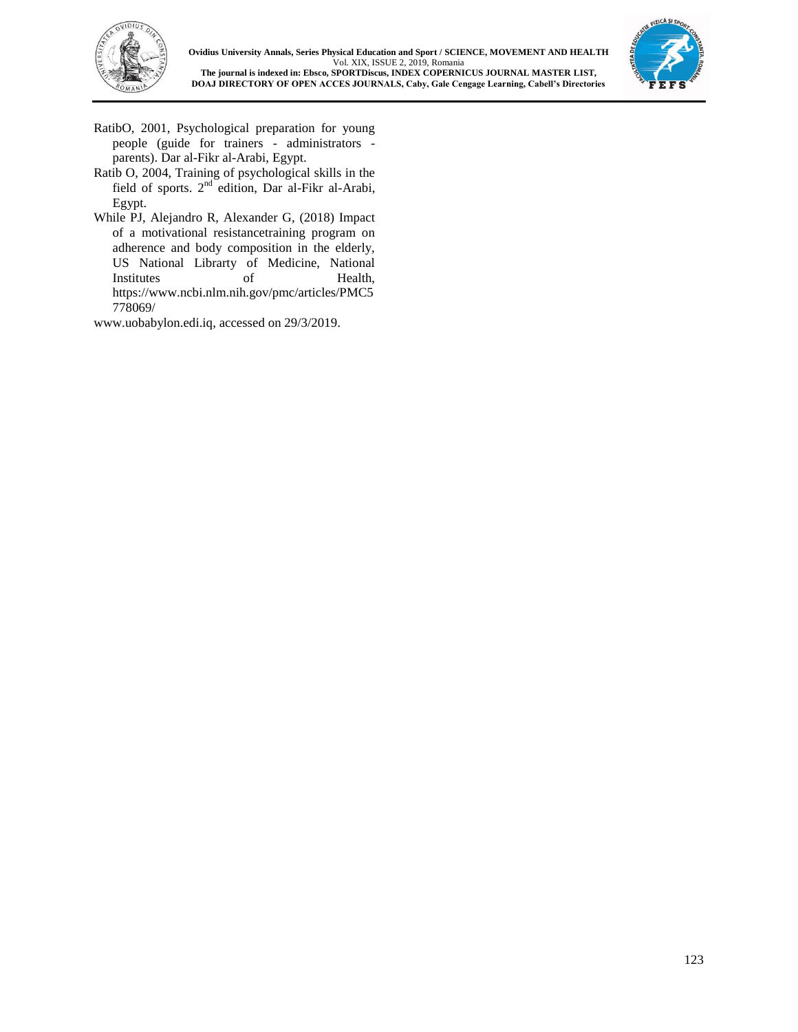RatibO, 2001, Psychological preparation for young people (guide for trainers - administrators - parents). Dar al-Fikr al-Arabi, Egypt.

Ratib O, 2004, Training of psychological skills in the field of sports. 2nd edition, Dar al-Fikr al-Arabi, Egypt.

While PJ, Alejandro R, Alexander G, (2018) Impact of a motivational resistancetraining program on adherence and body composition in the elderly, US National Library of Medicine, National Institutes of Health, https://www.ncbi.nlm.nih.gov/pmc/articles/PMC5778069/

www.uobabylon.edi.iq, accessed on 29/3/2019.